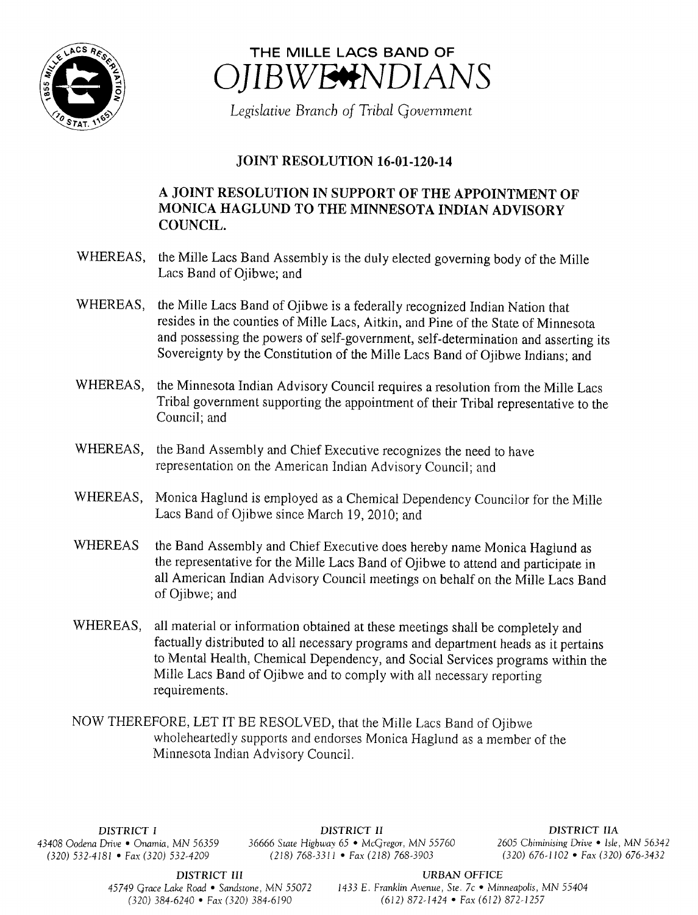# THE MILLE LACS BAND OF OJIBWE INDIANS

*Legislative Branch of Tribal Government*

## JOINT RESOLUTION 16-01-120-14

### A JOINT RESOLUTION IN SUPPORT OF THE APPOINTMENT OF MONICA HAGLUND TO THE MINNESOTA INDIAN ADVISORY COUNCIL.

WHEREAS, the Mille Lacs Band Assembly is the duly elected governing body of the Mille Lacs Band of Ojibwe; and

WHEREAS, the Mille Lacs Band of Ojibwe is a federally recognized Indian Nation that resides in the counties of Mille Lacs, Aitkin, and Pine of the State of Minnesota and possessing the powers of self-government, self-determination and asserting its Sovereignty by the Constitution of the Mille Lacs Band of Ojibwe Indians; and

WHEREAS, the Minnesota Indian Advisory Council requires a resolution from the Mille Lacs Tribal government supporting the appointment of their Tribal representative to the Council; and

WHEREAS, the Band Assembly and Chief Executive recognizes the need to have representation on the American Indian Advisory Council; and

WHEREAS, Monica Haglund is employed as a Chemical Dependency Councilor for the Mille Lacs Band of Ojibwe since March 19, 2010; and

WHEREAS the Band Assembly and Chief Executive does hereby name Monica Haglund as the representative for the Mille Lacs Band of Ojibwe to attend and participate in all American Indian Advisory Council meetings on behalf on the Mille Lacs Band of Ojibwe; and

WHEREAS, all material or information obtained at these meetings shall be completely and factually distributed to all necessary programs and department heads as it pertains to Mental Health, Chemical Dependency, and Social Services programs within the Mille Lacs Band of Ojibwe and to comply with all necessary reporting requirements.

NOW THEREFORE, LET IT BE RESOLVED, that the Mille Lacs Band of Ojibwe wholeheartedly supports and endorses Monica Haglund as a member of the Minnesota Indian Advisory Council.

DISTRICT I
43408 Oodena Drive • Onamia, MN 56359
(320) 532-4181 • Fax (320) 532-4209

DISTRICT II
36666 State Highway 65 • McGregor, MN 55760
(218) 768-3311 • Fax (218) 768-3903

DISTRICT IIA
2605 Chiminising Drive • Isle, MN 56342
(320) 676-1102 • Fax (320) 676-3432

DISTRICT III
45749 Grace Lake Road • Sandstone, MN 55072
(320) 384-6240 • Fax (320) 384-6190

URBAN OFFICE
1433 E. Franklin Avenue, Ste. 7c • Minneapolis, MN 55404
(612) 872-1424 • Fax (612) 872-1257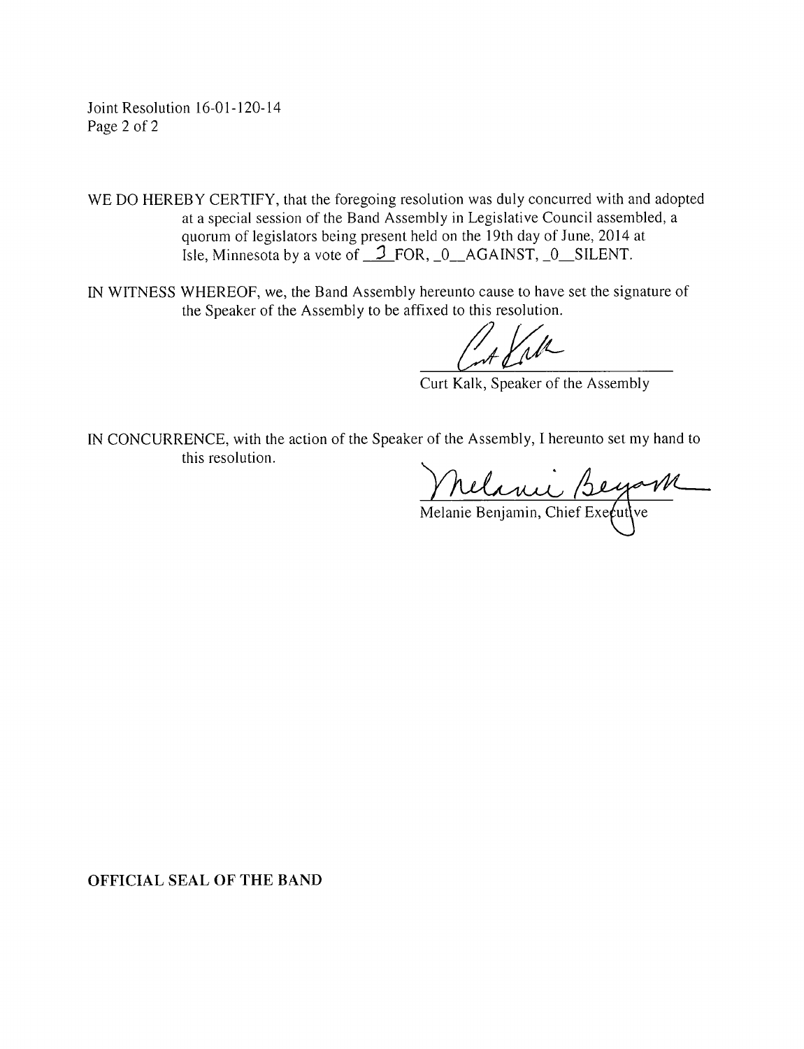Joint Resolution 16-01-120-14
Page 2 of 2

WE DO HEREBY CERTIFY, that the foregoing resolution was duly concurred with and adopted at a special session of the Band Assembly in Legislative Council assembled, a quorum of legislators being present held on the 19th day of June, 2014 at Isle, Minnesota by a vote of __3_FOR, _0__AGAINST, _0__SILENT.

IN WITNESS WHEREOF, we, the Band Assembly hereunto cause to have set the signature of the Speaker of the Assembly to be affixed to this resolution.

Curt Kalk, Speaker of the Assembly

IN CONCURRENCE, with the action of the Speaker of the Assembly, I hereunto set my hand to this resolution.

Melanie Benjamin, Chief Executive

**OFFICIAL SEAL OF THE BAND**